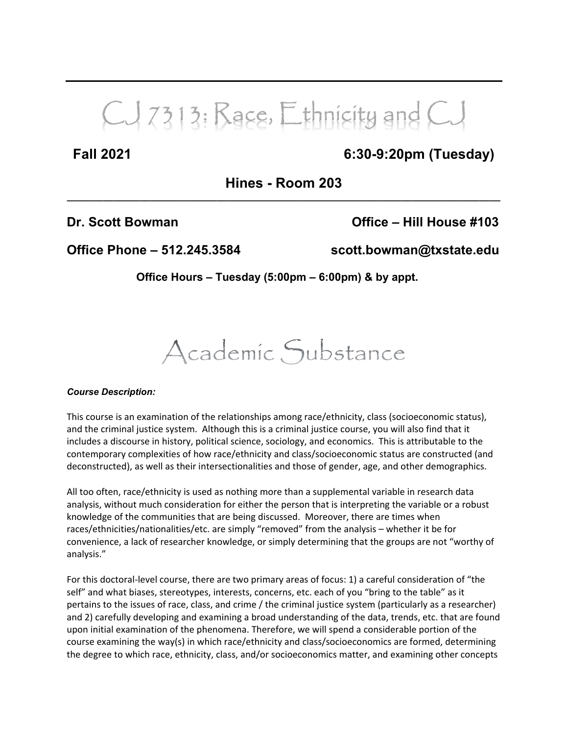# CJ 7313: Race, Ethnicity and CJ

**Fall 2021** **6:30-9:20pm (Tuesday)**

**Hines - Room 203**

---

**Dr. Scott Bowman** **Office – Hill House #103**

**Office Phone – 512.245.3584** **scott.bowman@txstate.edu**

**Office Hours – Tuesday (5:00pm – 6:00pm) & by appt.**

## Academic Substance

***Course Description:***

This course is an examination of the relationships among race/ethnicity, class (socioeconomic status), and the criminal justice system. Although this is a criminal justice course, you will also find that it includes a discourse in history, political science, sociology, and economics. This is attributable to the contemporary complexities of how race/ethnicity and class/socioeconomic status are constructed (and deconstructed), as well as their intersectionalities and those of gender, age, and other demographics.

All too often, race/ethnicity is used as nothing more than a supplemental variable in research data analysis, without much consideration for either the person that is interpreting the variable or a robust knowledge of the communities that are being discussed. Moreover, there are times when races/ethnicities/nationalities/etc. are simply "removed" from the analysis – whether it be for convenience, a lack of researcher knowledge, or simply determining that the groups are not "worthy of analysis."

For this doctoral-level course, there are two primary areas of focus: 1) a careful consideration of "the self" and what biases, stereotypes, interests, concerns, etc. each of you "bring to the table" as it pertains to the issues of race, class, and crime / the criminal justice system (particularly as a researcher) and 2) carefully developing and examining a broad understanding of the data, trends, etc. that are found upon initial examination of the phenomena. Therefore, we will spend a considerable portion of the course examining the way(s) in which race/ethnicity and class/socioeconomics are formed, determining the degree to which race, ethnicity, class, and/or socioeconomics matter, and examining other concepts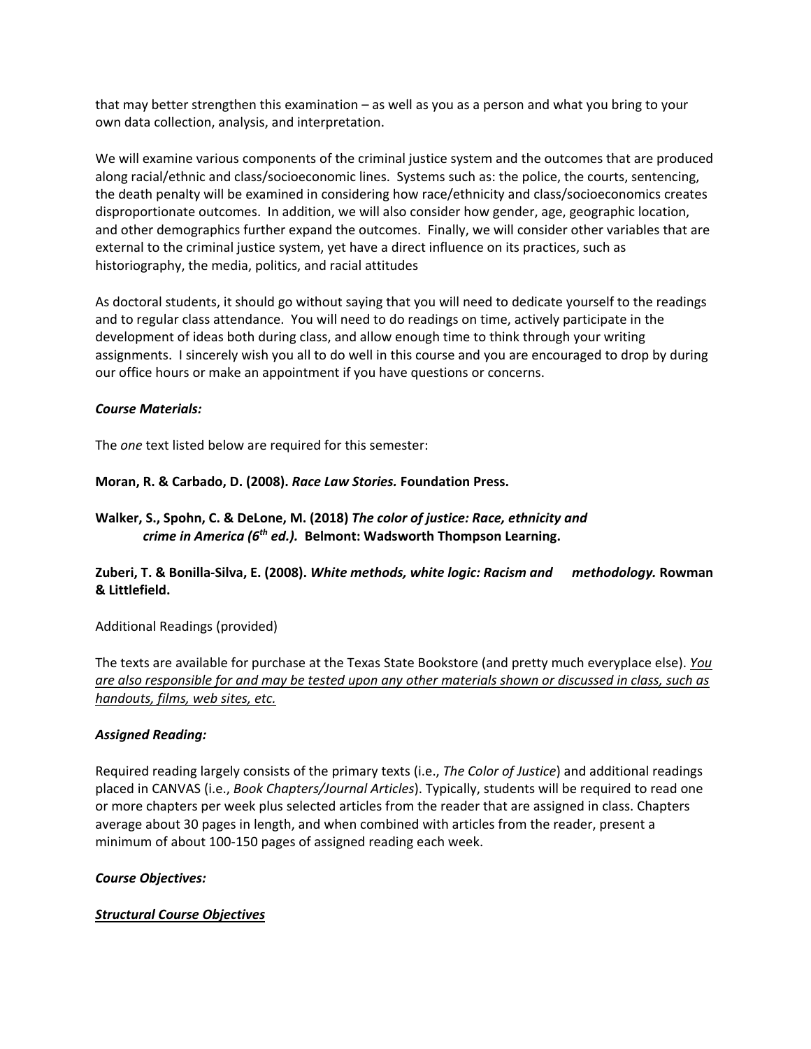that may better strengthen this examination – as well as you as a person and what you bring to your own data collection, analysis, and interpretation.

We will examine various components of the criminal justice system and the outcomes that are produced along racial/ethnic and class/socioeconomic lines. Systems such as: the police, the courts, sentencing, the death penalty will be examined in considering how race/ethnicity and class/socioeconomics creates disproportionate outcomes. In addition, we will also consider how gender, age, geographic location, and other demographics further expand the outcomes. Finally, we will consider other variables that are external to the criminal justice system, yet have a direct influence on its practices, such as historiography, the media, politics, and racial attitudes

As doctoral students, it should go without saying that you will need to dedicate yourself to the readings and to regular class attendance. You will need to do readings on time, actively participate in the development of ideas both during class, and allow enough time to think through your writing assignments. I sincerely wish you all to do well in this course and you are encouraged to drop by during our office hours or make an appointment if you have questions or concerns.

***Course Materials:***

The *one* text listed below are required for this semester:

**Moran, R. & Carbado, D. (2008). *Race Law Stories.* Foundation Press.**

**Walker, S., Spohn, C. & DeLone, M. (2018) *The color of justice: Race, ethnicity and crime in America (6th ed.).* Belmont: Wadsworth Thompson Learning.**

**Zuberi, T. & Bonilla-Silva, E. (2008). *White methods, white logic: Racism and methodology.* Rowman & Littlefield.**

Additional Readings (provided)

The texts are available for purchase at the Texas State Bookstore (and pretty much everyplace else). *<u>You are also responsible for and may be tested upon any other materials shown or discussed in class, such as handouts, films, web sites, etc.</u>*

***Assigned Reading:***

Required reading largely consists of the primary texts (i.e., *The Color of Justice*) and additional readings placed in CANVAS (i.e., *Book Chapters/Journal Articles*). Typically, students will be required to read one or more chapters per week plus selected articles from the reader that are assigned in class. Chapters average about 30 pages in length, and when combined with articles from the reader, present a minimum of about 100-150 pages of assigned reading each week.

***Course Objectives:***

***<u>Structural Course Objectives</u>***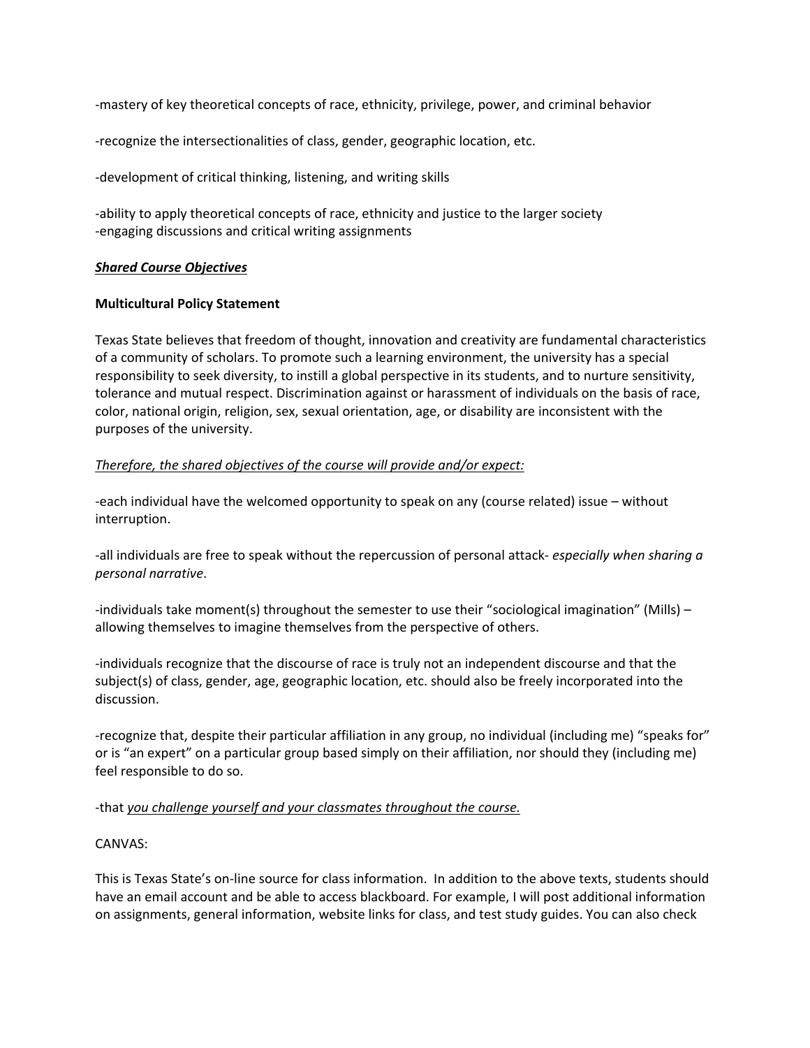-mastery of key theoretical concepts of race, ethnicity, privilege, power, and criminal behavior

-recognize the intersectionalities of class, gender, geographic location, etc.

-development of critical thinking, listening, and writing skills

-ability to apply theoretical concepts of race, ethnicity and justice to the larger society
-engaging discussions and critical writing assignments

***<u>Shared Course Objectives</u>***

**Multicultural Policy Statement**

Texas State believes that freedom of thought, innovation and creativity are fundamental characteristics of a community of scholars. To promote such a learning environment, the university has a special responsibility to seek diversity, to instill a global perspective in its students, and to nurture sensitivity, tolerance and mutual respect. Discrimination against or harassment of individuals on the basis of race, color, national origin, religion, sex, sexual orientation, age, or disability are inconsistent with the purposes of the university.

*<u>Therefore, the shared objectives of the course will provide and/or expect:</u>*

-each individual have the welcomed opportunity to speak on any (course related) issue – without interruption.

-all individuals are free to speak without the repercussion of personal attack- *especially when sharing a personal narrative*.

-individuals take moment(s) throughout the semester to use their “sociological imagination” (Mills) – allowing themselves to imagine themselves from the perspective of others.

-individuals recognize that the discourse of race is truly not an independent discourse and that the subject(s) of class, gender, age, geographic location, etc. should also be freely incorporated into the discussion.

-recognize that, despite their particular affiliation in any group, no individual (including me) “speaks for” or is “an expert” on a particular group based simply on their affiliation, nor should they (including me) feel responsible to do so.

-that *<u>you challenge yourself and your classmates throughout the course.</u>*

CANVAS:

This is Texas State’s on-line source for class information. In addition to the above texts, students should have an email account and be able to access blackboard. For example, I will post additional information on assignments, general information, website links for class, and test study guides. You can also check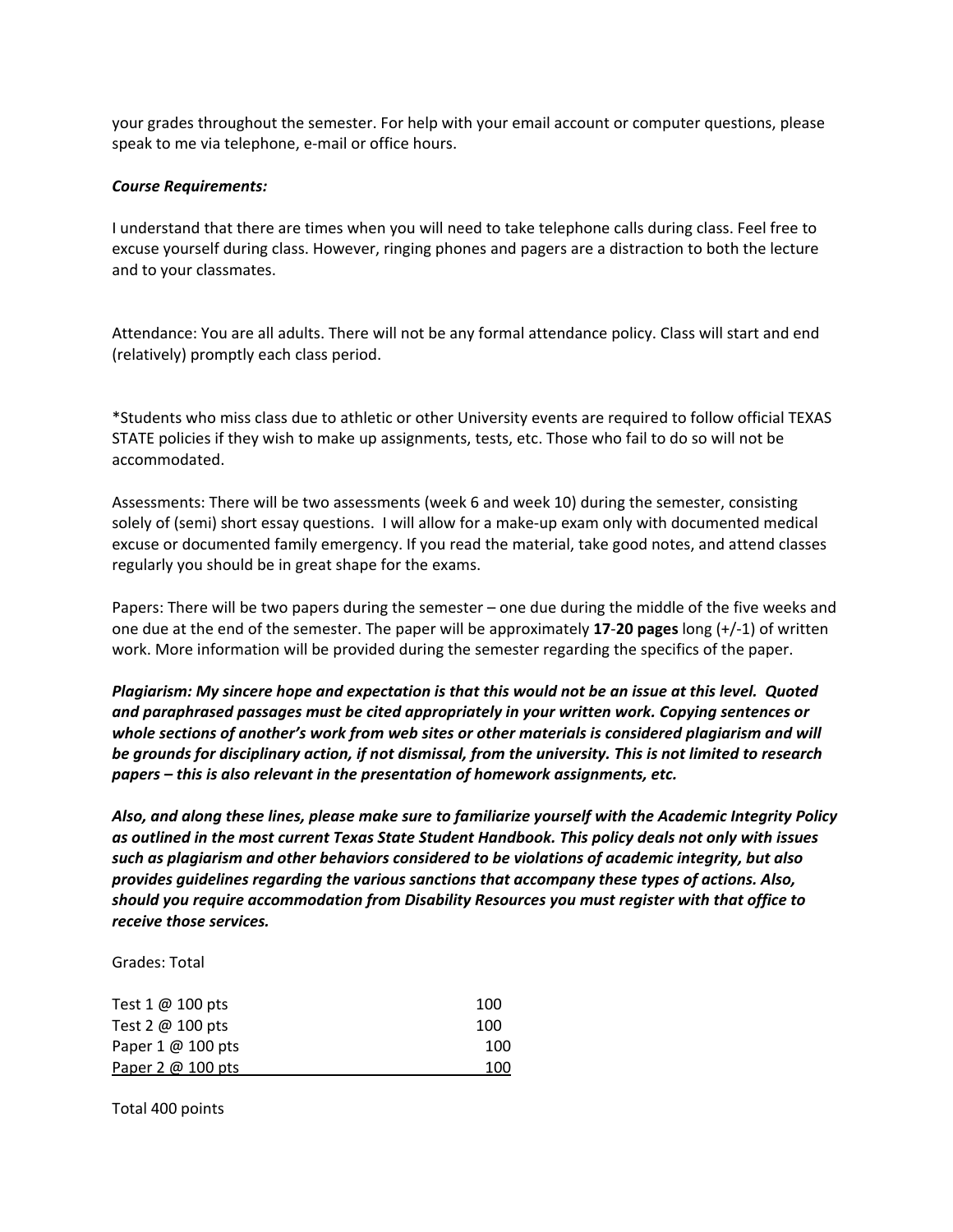your grades throughout the semester. For help with your email account or computer questions, please speak to me via telephone, e-mail or office hours.

***Course Requirements:***

I understand that there are times when you will need to take telephone calls during class. Feel free to excuse yourself during class. However, ringing phones and pagers are a distraction to both the lecture and to your classmates.

Attendance: You are all adults. There will not be any formal attendance policy. Class will start and end (relatively) promptly each class period.

*Students who miss class due to athletic or other University events are required to follow official TEXAS STATE policies if they wish to make up assignments, tests, etc. Those who fail to do so will not be accommodated.

Assessments: There will be two assessments (week 6 and week 10) during the semester, consisting solely of (semi) short essay questions. I will allow for a make-up exam only with documented medical excuse or documented family emergency. If you read the material, take good notes, and attend classes regularly you should be in great shape for the exams.

Papers: There will be two papers during the semester – one due during the middle of the five weeks and one due at the end of the semester. The paper will be approximately **17-20 pages** long (+/-1) of written work. More information will be provided during the semester regarding the specifics of the paper.

***Plagiarism: My sincere hope and expectation is that this would not be an issue at this level. Quoted and paraphrased passages must be cited appropriately in your written work. Copying sentences or whole sections of another's work from web sites or other materials is considered plagiarism and will be grounds for disciplinary action, if not dismissal, from the university. This is not limited to research papers – this is also relevant in the presentation of homework assignments, etc.***

***Also, and along these lines, please make sure to familiarize yourself with the Academic Integrity Policy as outlined in the most current Texas State Student Handbook. This policy deals not only with issues such as plagiarism and other behaviors considered to be violations of academic integrity, but also provides guidelines regarding the various sanctions that accompany these types of actions. Also, should you require accommodation from Disability Resources you must register with that office to receive those services.***

Grades: Total

| | |
|---|---|
| Test 1 @ 100 pts | 100 |
| Test 2 @ 100 pts | 100 |
| Paper 1 @ 100 pts | 100 |
| Paper 2 @ 100 pts | 100 |

Total 400 points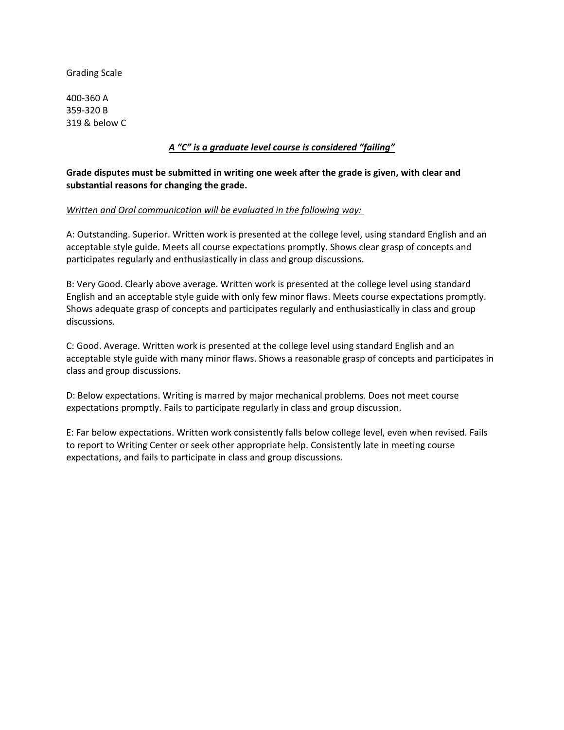Grading Scale

400-360 A
359-320 B
319 & below C

***<u>A "C" is a graduate level course is considered "failing"</u>***

**Grade disputes must be submitted in writing one week after the grade is given, with clear and substantial reasons for changing the grade.**

*<u>Written and Oral communication will be evaluated in the following way:</u>*

A: Outstanding. Superior. Written work is presented at the college level, using standard English and an acceptable style guide. Meets all course expectations promptly. Shows clear grasp of concepts and participates regularly and enthusiastically in class and group discussions.

B: Very Good. Clearly above average. Written work is presented at the college level using standard English and an acceptable style guide with only few minor flaws. Meets course expectations promptly. Shows adequate grasp of concepts and participates regularly and enthusiastically in class and group discussions.

C: Good. Average. Written work is presented at the college level using standard English and an acceptable style guide with many minor flaws. Shows a reasonable grasp of concepts and participates in class and group discussions.

D: Below expectations. Writing is marred by major mechanical problems. Does not meet course expectations promptly. Fails to participate regularly in class and group discussion.

E: Far below expectations. Written work consistently falls below college level, even when revised. Fails to report to Writing Center or seek other appropriate help. Consistently late in meeting course expectations, and fails to participate in class and group discussions.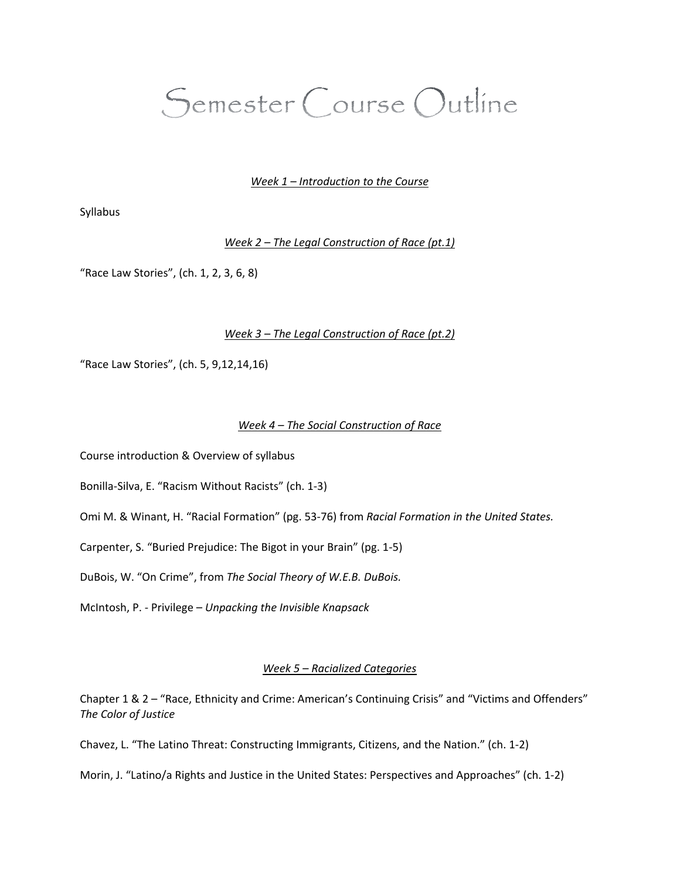# Semester Course Outline

*Week 1 – Introduction to the Course*

Syllabus

*Week 2 – The Legal Construction of Race (pt.1)*

"Race Law Stories", (ch. 1, 2, 3, 6, 8)

*Week 3 – The Legal Construction of Race (pt.2)*

"Race Law Stories", (ch. 5, 9,12,14,16)

*Week 4 – The Social Construction of Race*

Course introduction & Overview of syllabus

Bonilla-Silva, E. "Racism Without Racists" (ch. 1-3)

Omi M. & Winant, H. "Racial Formation" (pg. 53-76) from *Racial Formation in the United States.*

Carpenter, S. "Buried Prejudice: The Bigot in your Brain" (pg. 1-5)

DuBois, W. "On Crime", from *The Social Theory of W.E.B. DuBois.*

McIntosh, P. - Privilege – *Unpacking the Invisible Knapsack*

*Week 5 – Racialized Categories*

Chapter 1 & 2 – "Race, Ethnicity and Crime: American's Continuing Crisis" and "Victims and Offenders" *The Color of Justice*

Chavez, L. "The Latino Threat: Constructing Immigrants, Citizens, and the Nation." (ch. 1-2)

Morin, J. "Latino/a Rights and Justice in the United States: Perspectives and Approaches" (ch. 1-2)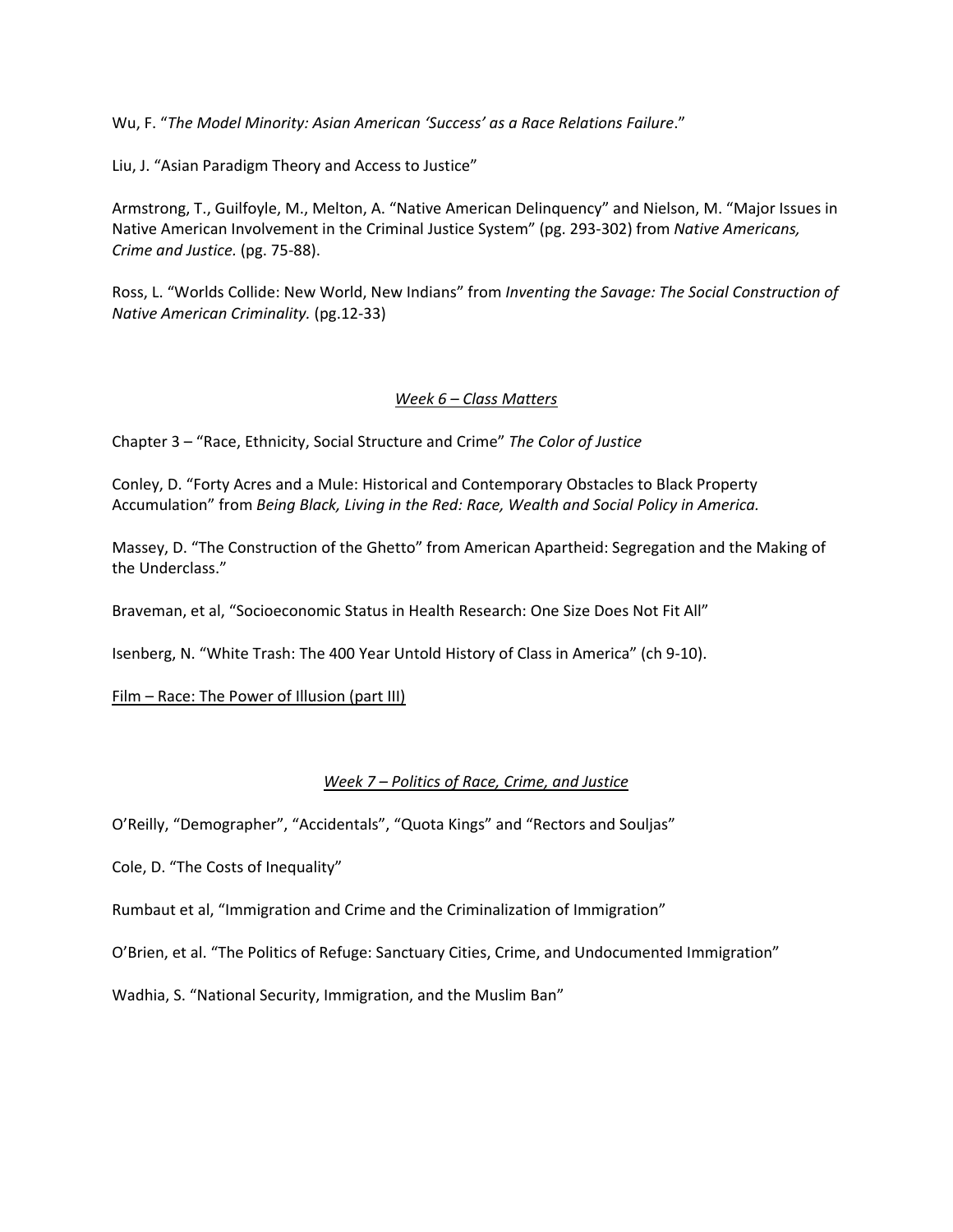Wu, F. "*The Model Minority: Asian American 'Success' as a Race Relations Failure*."

Liu, J. "Asian Paradigm Theory and Access to Justice"

Armstrong, T., Guilfoyle, M., Melton, A. "Native American Delinquency" and Nielson, M. "Major Issues in Native American Involvement in the Criminal Justice System" (pg. 293-302) from *Native Americans, Crime and Justice.* (pg. 75-88).

Ross, L. "Worlds Collide: New World, New Indians" from *Inventing the Savage: The Social Construction of Native American Criminality.* (pg.12-33)

### *Week 6 – Class Matters*

Chapter 3 – "Race, Ethnicity, Social Structure and Crime" *The Color of Justice*

Conley, D. "Forty Acres and a Mule: Historical and Contemporary Obstacles to Black Property Accumulation" from *Being Black, Living in the Red: Race, Wealth and Social Policy in America.*

Massey, D. "The Construction of the Ghetto" from American Apartheid: Segregation and the Making of the Underclass."

Braveman, et al, "Socioeconomic Status in Health Research: One Size Does Not Fit All"

Isenberg, N. "White Trash: The 400 Year Untold History of Class in America" (ch 9-10).

Film – Race: The Power of Illusion (part III)

### *Week 7 – Politics of Race, Crime, and Justice*

O'Reilly, "Demographer", "Accidentals", "Quota Kings" and "Rectors and Souljas"

Cole, D. "The Costs of Inequality"

Rumbaut et al, "Immigration and Crime and the Criminalization of Immigration"

O'Brien, et al. "The Politics of Refuge: Sanctuary Cities, Crime, and Undocumented Immigration"

Wadhia, S. "National Security, Immigration, and the Muslim Ban"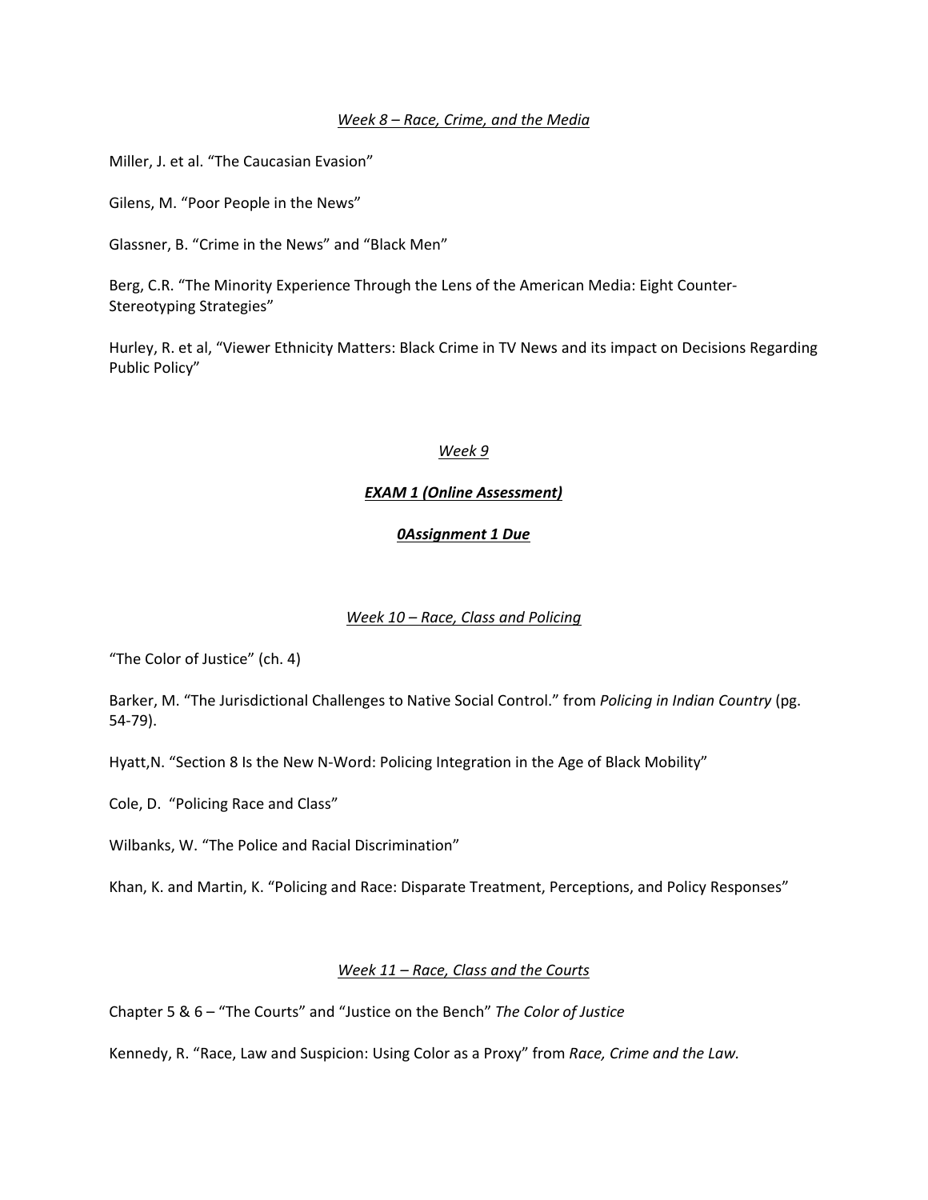*Week 8 – Race, Crime, and the Media*

Miller, J. et al. "The Caucasian Evasion"

Gilens, M. "Poor People in the News"

Glassner, B. "Crime in the News" and "Black Men"

Berg, C.R. "The Minority Experience Through the Lens of the American Media: Eight Counter-Stereotyping Strategies"

Hurley, R. et al, "Viewer Ethnicity Matters: Black Crime in TV News and its impact on Decisions Regarding Public Policy"

*Week 9*

***EXAM 1 (Online Assessment)***

***0Assignment 1 Due***

*Week 10 – Race, Class and Policing*

"The Color of Justice" (ch. 4)

Barker, M. "The Jurisdictional Challenges to Native Social Control." from *Policing in Indian Country* (pg. 54-79).

Hyatt,N. "Section 8 Is the New N-Word: Policing Integration in the Age of Black Mobility"

Cole, D. "Policing Race and Class"

Wilbanks, W. "The Police and Racial Discrimination"

Khan, K. and Martin, K. "Policing and Race: Disparate Treatment, Perceptions, and Policy Responses"

*Week 11 – Race, Class and the Courts*

Chapter 5 & 6 – "The Courts" and "Justice on the Bench" *The Color of Justice*

Kennedy, R. "Race, Law and Suspicion: Using Color as a Proxy" from *Race, Crime and the Law.*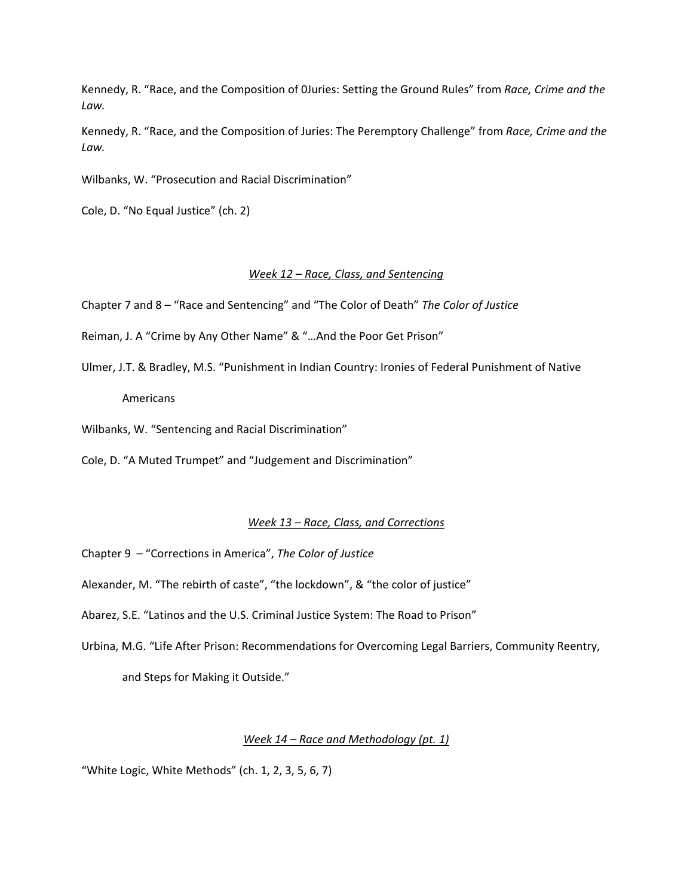Kennedy, R. “Race, and the Composition of 0Juries: Setting the Ground Rules” from *Race, Crime and the Law.*

Kennedy, R. “Race, and the Composition of Juries: The Peremptory Challenge” from *Race, Crime and the Law.*

Wilbanks, W. “Prosecution and Racial Discrimination”

Cole, D. “No Equal Justice” (ch. 2)

### *Week 12 – Race, Class, and Sentencing*

Chapter 7 and 8 – “Race and Sentencing” and “The Color of Death” *The Color of Justice*

Reiman, J. A “Crime by Any Other Name” & “…And the Poor Get Prison”

Ulmer, J.T. & Bradley, M.S. “Punishment in Indian Country: Ironies of Federal Punishment of Native Americans

Wilbanks, W. “Sentencing and Racial Discrimination”

Cole, D. “A Muted Trumpet” and “Judgement and Discrimination”

### *Week 13 – Race, Class, and Corrections*

Chapter 9 – “Corrections in America”, *The Color of Justice*

Alexander, M. “The rebirth of caste”, “the lockdown”, & “the color of justice”

Abarez, S.E. “Latinos and the U.S. Criminal Justice System: The Road to Prison”

Urbina, M.G. “Life After Prison: Recommendations for Overcoming Legal Barriers, Community Reentry, and Steps for Making it Outside.”

### *Week 14 – Race and Methodology (pt. 1)*

“White Logic, White Methods” (ch. 1, 2, 3, 5, 6, 7)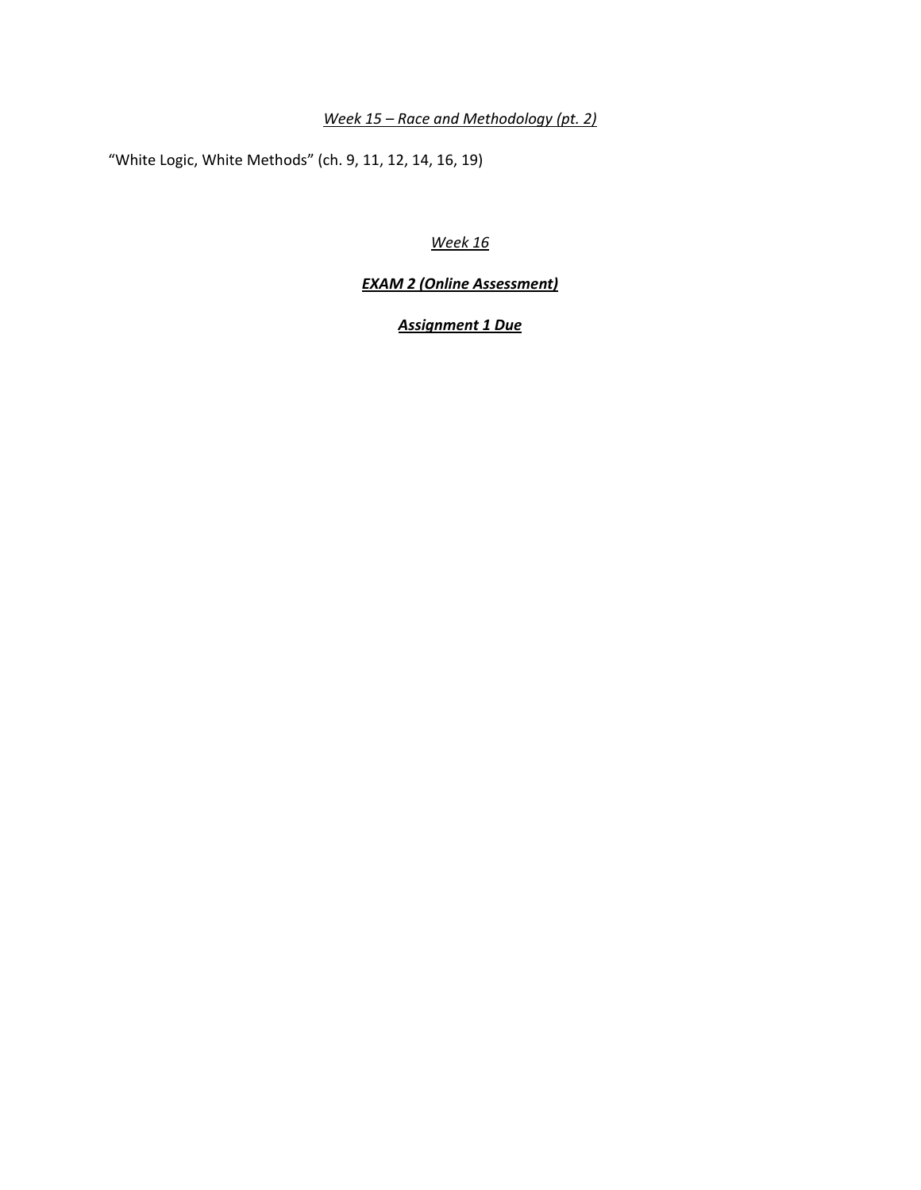*<u>Week 15 – Race and Methodology (pt. 2)</u>*

"White Logic, White Methods" (ch. 9, 11, 12, 14, 16, 19)

*<u>Week 16</u>*

***<u>EXAM 2 (Online Assessment)</u>***

***<u>Assignment 1 Due</u>***